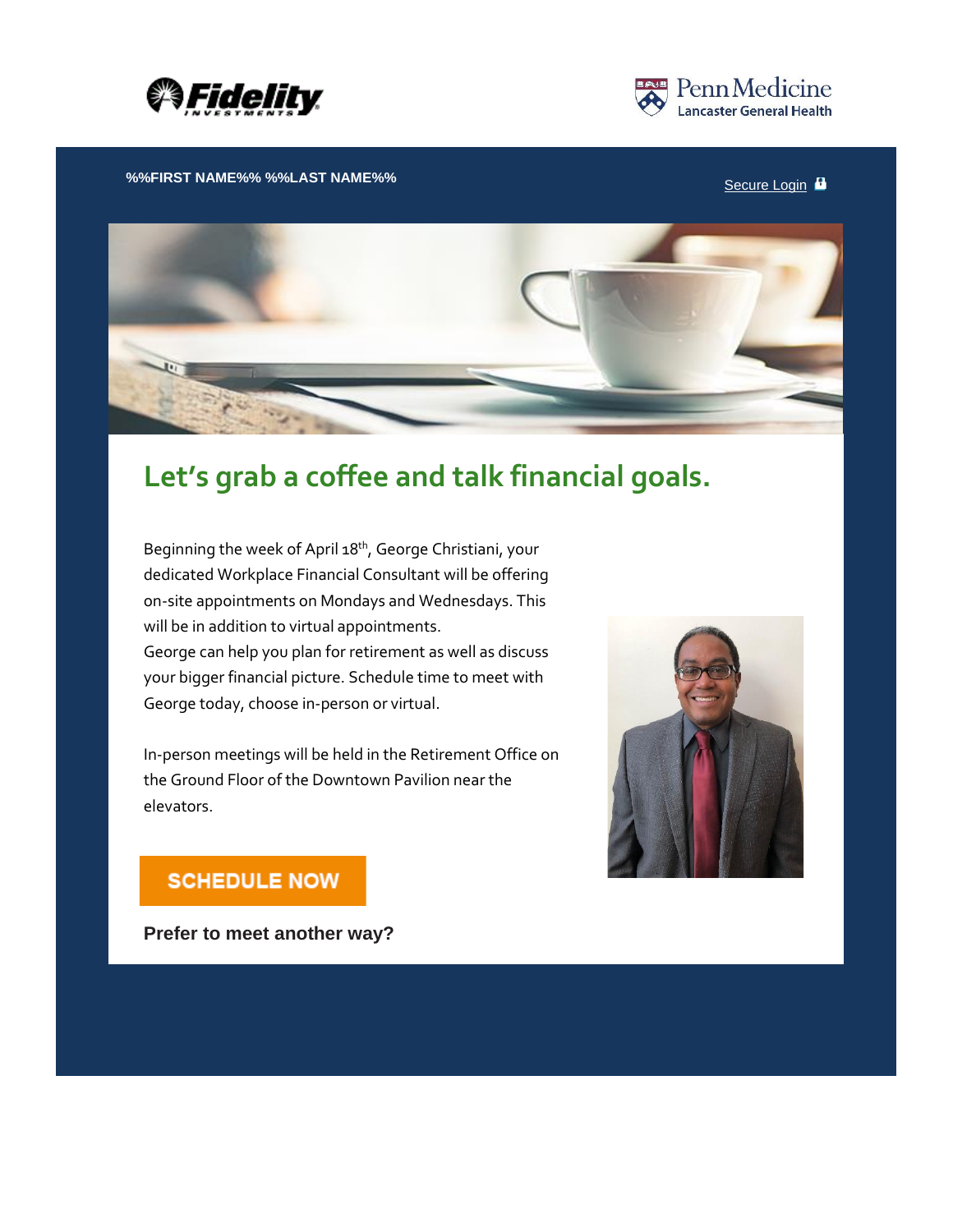Fidelity INVESTMENTS

Penn Medicine Lancaster General Health

**%%FIRST NAME%% %%LAST NAME%%**

Secure Login

# Let's grab a coffee and talk financial goals.

Beginning the week of April 18th, George Christiani, your dedicated Workplace Financial Consultant will be offering on-site appointments on Mondays and Wednesdays. This will be in addition to virtual appointments.
George can help you plan for retirement as well as discuss your bigger financial picture. Schedule time to meet with George today, choose in-person or virtual.

In-person meetings will be held in the Retirement Office on the Ground Floor of the Downtown Pavilion near the elevators.

**SCHEDULE NOW**

**Prefer to meet another way?**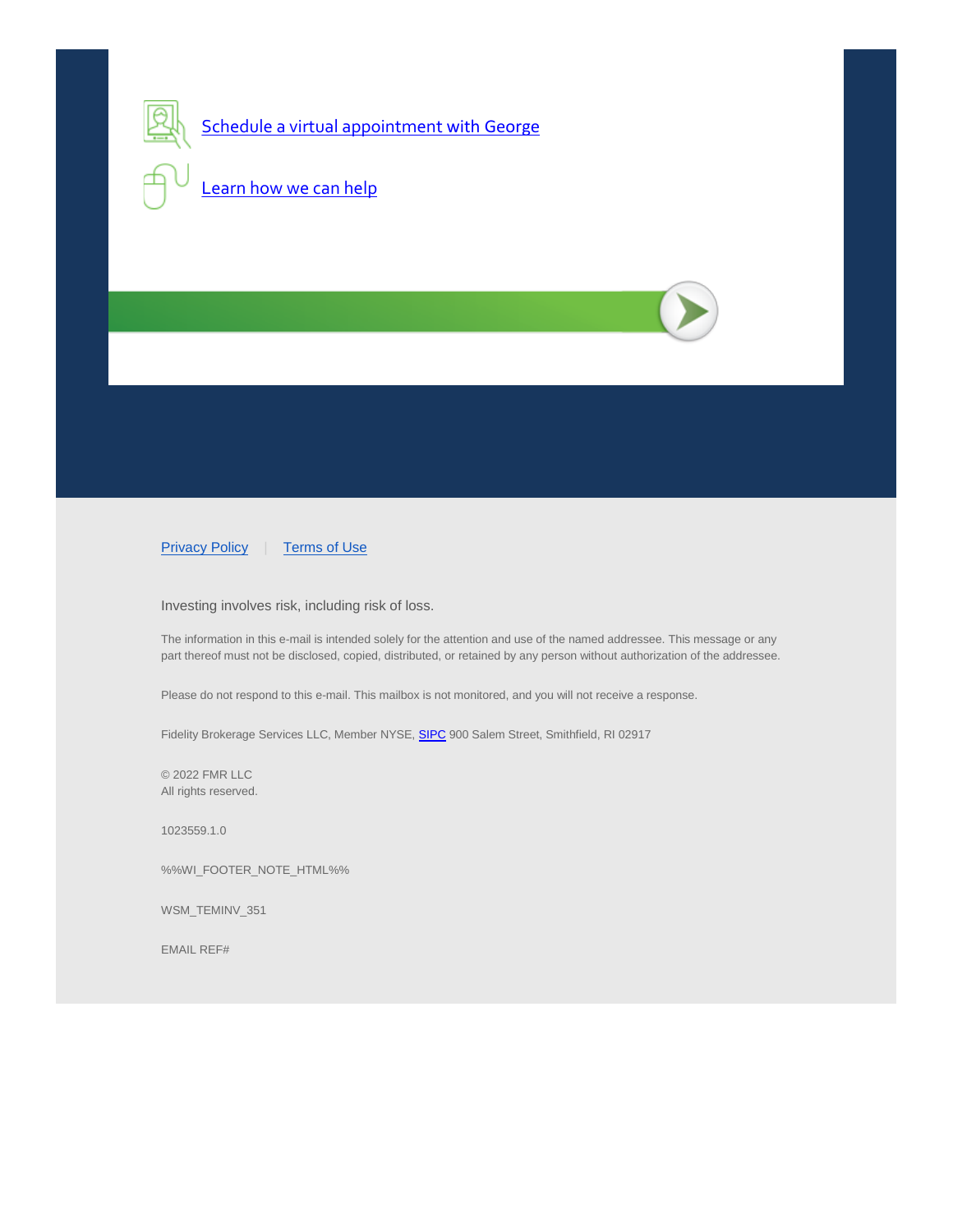Schedule a virtual appointment with George

Learn how we can help

Privacy Policy | Terms of Use

Investing involves risk, including risk of loss.

The information in this e-mail is intended solely for the attention and use of the named addressee. This message or any part thereof must not be disclosed, copied, distributed, or retained by any person without authorization of the addressee.

Please do not respond to this e-mail. This mailbox is not monitored, and you will not receive a response.

Fidelity Brokerage Services LLC, Member NYSE, SIPC 900 Salem Street, Smithfield, RI 02917

© 2022 FMR LLC
All rights reserved.

1023559.1.0

%%WI_FOOTER_NOTE_HTML%%

WSM_TEMINV_351

EMAIL REF#